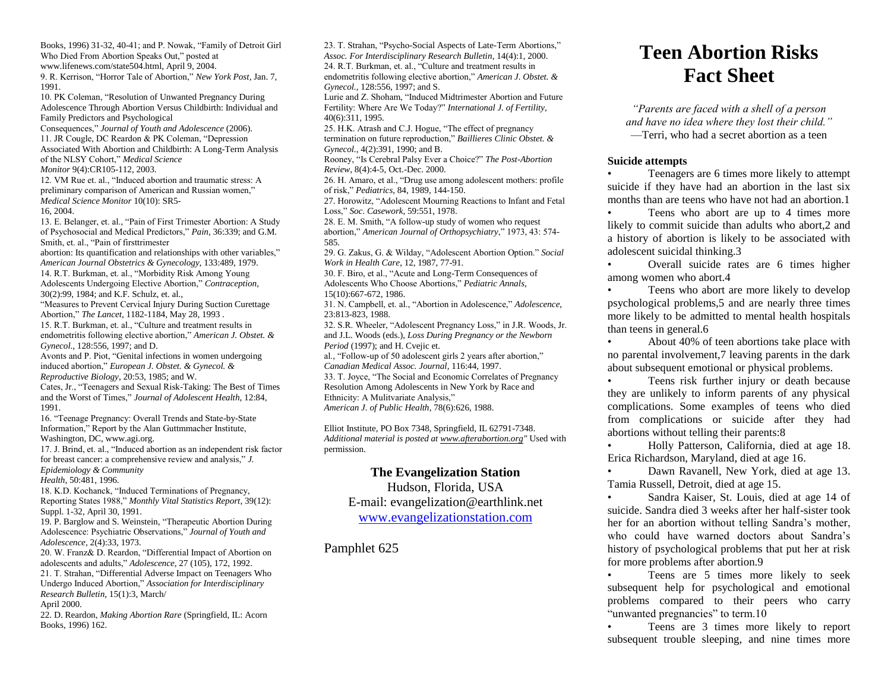Books, 1996) 31-32, 40-41; and P. Nowak, "Family of Detroit Girl Who Died From Abortion Speaks Out," posted at www.lifenews.com/state504.html, April 9, 2004.

9. R. Kerrison, "Horror Tale of Abortion," *New York Post*, Jan. 7, 1991.

10. PK Coleman, "Resolution of Unwanted Pregnancy During Adolescence Through Abortion Versus Childbirth: Individual and Family Predictors and Psychological Consequences," *Journal of Youth and Adolescence* (2006).

11. JR Cougle, DC Reardon & PK Coleman, "Depression Associated With Abortion and Childbirth: A Long-Term Analysis of the NLSY Cohort," *Medical Science Monitor* 9(4):CR105-112, 2003.

12. VM Rue et. al., "Induced abortion and traumatic stress: A preliminary comparison of American and Russian women," *Medical Science Monitor* 10(10): SR5-16, 2004.

13. E. Belanger, et. al., "Pain of First Trimester Abortion: A Study of Psychosocial and Medical Predictors," *Pain*, 36:339; and G.M. Smith, et. al., "Pain of firsttrimester abortion: Its quantification and relationships with other variables," *American Journal Obstetrics & Gynecology*, 133:489, 1979.

14. R.T. Burkman, et. al., "Morbidity Risk Among Young Adolescents Undergoing Elective Abortion," *Contraception*, 30(2):99, 1984; and K.F. Schulz, et. al., "Measures to Prevent Cervical Injury During Suction Curettage Abortion," *The Lancet*, 1182-1184, May 28, 1993 .

15. R.T. Burkman, et. al., "Culture and treatment results in endometritis following elective abortion," *American J. Obstet. & Gynecol.*, 128:556, 1997; and D. Avonts and P. Piot, "Genital infections in women undergoing induced abortion," *European J. Obstet. & Gynecol. & Reproductive Biology*, 20:53, 1985; and W. Cates, Jr., "Teenagers and Sexual Risk-Taking: The Best of Times and the Worst of Times," *Journal of Adolescent Health*, 12:84, 1991.

16. "Teenage Pregnancy: Overall Trends and State-by-State Information," Report by the Alan Guttmmacher Institute, Washington, DC, www.agi.org.

17. J. Brind, et. al., "Induced abortion as an independent risk factor for breast cancer: a comprehensive review and analysis," *J. Epidemiology & Community Health*, 50:481, 1996.

18. K.D. Kochanck, "Induced Terminations of Pregnancy, Reporting States 1988," *Monthly Vital Statistics Report*, 39(12): Suppl. 1-32, April 30, 1991.

19. P. Barglow and S. Weinstein, "Therapeutic Abortion During Adolescence: Psychiatric Observations," *Journal of Youth and Adolescence*, 2(4):33, 1973.

20. W. Franz& D. Reardon, "Differential Impact of Abortion on adolescents and adults," *Adolescence*, 27 (105), 172, 1992.

21. T. Strahan, "Differential Adverse Impact on Teenagers Who Undergo Induced Abortion," *Association for Interdisciplinary Research Bulletin*, 15(1):3, March/April 2000.

22. D. Reardon, *Making Abortion Rare* (Springfield, IL: Acorn Books, 1996) 162.

23. T. Strahan, "Psycho-Social Aspects of Late-Term Abortions," *Assoc. For Interdisciplinary Research Bulletin*, 14(4):1, 2000.

24. R.T. Burkman, et. al., "Culture and treatment results in endometritis following elective abortion," *American J. Obstet. & Gynecol.*, 128:556, 1997; and S. Lurie and Z. Shoham, "Induced Midtrimester Abortion and Future Fertility: Where Are We Today?" *International J. of Fertility*, 40(6):311, 1995.

25. H.K. Atrash and C.J. Hogue, "The effect of pregnancy termination on future reproduction," *Baillieres Clinic Obstet. & Gynecol.*, 4(2):391, 1990; and B. Rooney, "Is Cerebral Palsy Ever a Choice?" *The Post-Abortion Review*, 8(4):4-5, Oct.-Dec. 2000.

26. H. Amaro, et al., "Drug use among adolescent mothers: profile of risk," *Pediatrics*, 84, 1989, 144-150.

27. Horowitz, "Adolescent Mourning Reactions to Infant and Fetal Loss," *Soc. Casework*, 59:551, 1978.

28. E. M. Smith, "A follow-up study of women who request abortion," *American Journal of Orthopsychiatry*," 1973, 43: 574-585.

29. G. Zakus, G. & Wilday, "Adolescent Abortion Option." *Social Work in Health Care*, 12, 1987, 77-91.

30. F. Biro, et al., "Acute and Long-Term Consequences of Adolescents Who Choose Abortions," *Pediatric Annals*, 15(10):667-672, 1986.

31. N. Campbell, et. al., "Abortion in Adolescence," *Adolescence*, 23:813-823, 1988.

32. S.R. Wheeler, "Adolescent Pregnancy Loss," in J.R. Woods, Jr. and J.L. Woods (eds.), *Loss During Pregnancy or the Newborn Period* (1997); and H. Cvejic et. al., "Follow-up of 50 adolescent girls 2 years after abortion," *Canadian Medical Assoc. Journal*, 116:44, 1997.

33. T. Joyce, "The Social and Economic Correlates of Pregnancy Resolution Among Adolescents in New York by Race and Ethnicity: A Mulitvariate Analysis," *American J. of Public Health*, 78(6):626, 1988.

Elliot Institute, PO Box 7348, Springfield, IL 62791-7348. *Additional material is posted at www.afterabortion.org"* Used with permission.

**The Evangelization Station**
Hudson, Florida, USA
E-mail: evangelization@earthlink.net
www.evangelizationstation.com

Pamphlet 625

# Teen Abortion Risks Fact Sheet

*"Parents are faced with a shell of a person and have no idea where they lost their child."*
—Terri, who had a secret abortion as a teen

**Suicide attempts**

- Teenagers are 6 times more likely to attempt suicide if they have had an abortion in the last six months than are teens who have not had an abortion.[1]
- Teens who abort are up to 4 times more likely to commit suicide than adults who abort,[2] and a history of abortion is likely to be associated with adolescent suicidal thinking.[3]
- Overall suicide rates are 6 times higher among women who abort.[4]
- Teens who abort are more likely to develop psychological problems,[5] and are nearly three times more likely to be admitted to mental health hospitals than teens in general.[6]
- About 40% of teen abortions take place with no parental involvement,[7] leaving parents in the dark about subsequent emotional or physical problems.
- Teens risk further injury or death because they are unlikely to inform parents of any physical complications. Some examples of teens who died from complications or suicide after they had abortions without telling their parents:[8]
- Holly Patterson, California, died at age 18. Erica Richardson, Maryland, died at age 16.
- Dawn Ravanell, New York, died at age 13. Tamia Russell, Detroit, died at age 15.
- Sandra Kaiser, St. Louis, died at age 14 of suicide. Sandra died 3 weeks after her half-sister took her for an abortion without telling Sandra's mother, who could have warned doctors about Sandra's history of psychological problems that put her at risk for more problems after abortion.[9]
- Teens are 5 times more likely to seek subsequent help for psychological and emotional problems compared to their peers who carry "unwanted pregnancies" to term.[10]
- Teens are 3 times more likely to report subsequent trouble sleeping, and nine times more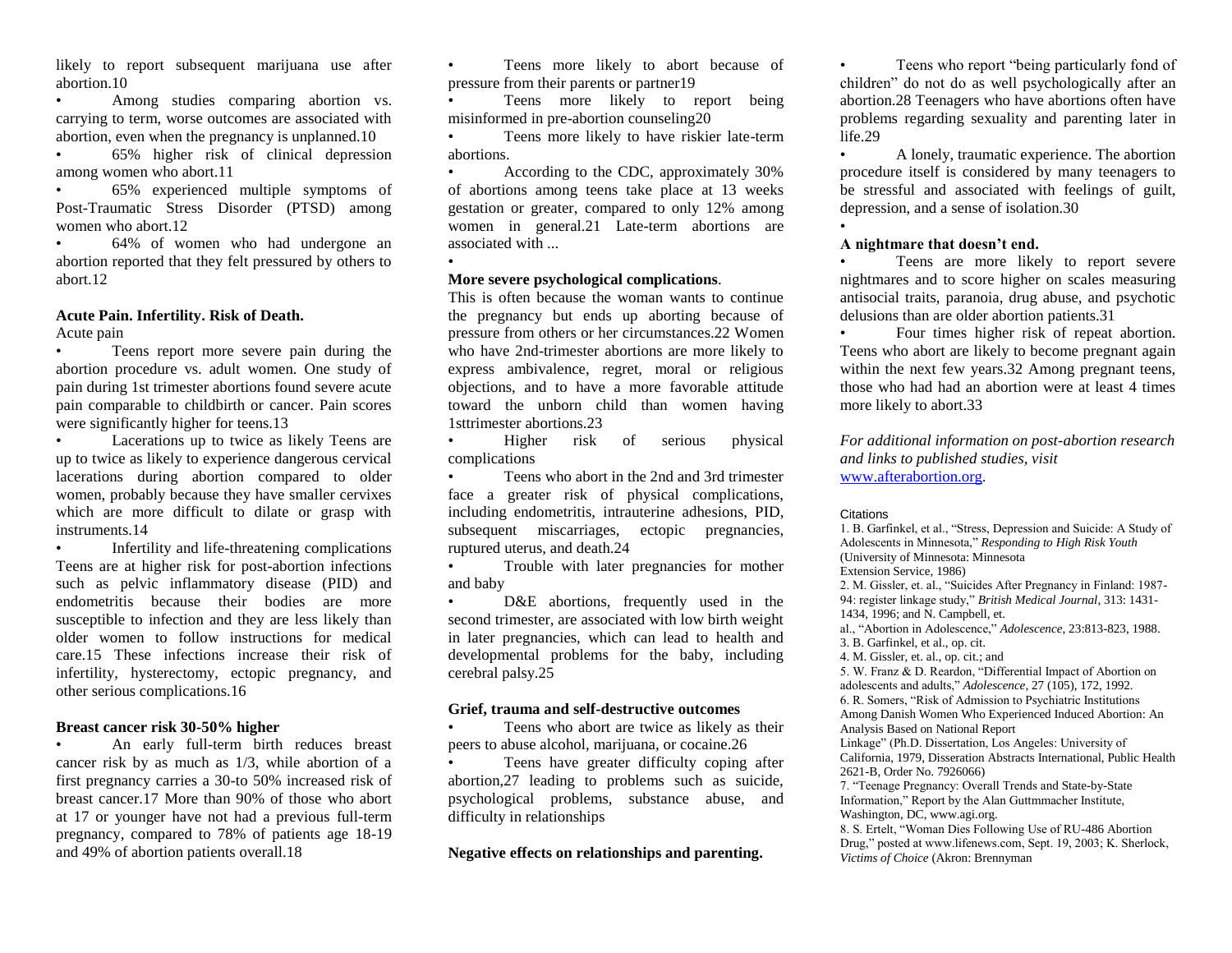likely to report subsequent marijuana use after abortion.10

- Among studies comparing abortion vs. carrying to term, worse outcomes are associated with abortion, even when the pregnancy is unplanned.10
- 65% higher risk of clinical depression among women who abort.11
- 65% experienced multiple symptoms of Post-Traumatic Stress Disorder (PTSD) among women who abort.12
- 64% of women who had undergone an abortion reported that they felt pressured by others to abort.12

**Acute Pain. Infertility. Risk of Death.**

Acute pain

- Teens report more severe pain during the abortion procedure vs. adult women. One study of pain during 1st trimester abortions found severe acute pain comparable to childbirth or cancer. Pain scores were significantly higher for teens.13
- Lacerations up to twice as likely Teens are up to twice as likely to experience dangerous cervical lacerations during abortion compared to older women, probably because they have smaller cervixes which are more difficult to dilate or grasp with instruments.14
- Infertility and life-threatening complications Teens are at higher risk for post-abortion infections such as pelvic inflammatory disease (PID) and endometritis because their bodies are more susceptible to infection and they are less likely than older women to follow instructions for medical care.15 These infections increase their risk of infertility, hysterectomy, ectopic pregnancy, and other serious complications.16

**Breast cancer risk 30-50% higher**

- An early full-term birth reduces breast cancer risk by as much as 1/3, while abortion of a first pregnancy carries a 30-to 50% increased risk of breast cancer.17 More than 90% of those who abort at 17 or younger have not had a previous full-term pregnancy, compared to 78% of patients age 18-19 and 49% of abortion patients overall.18

- Teens more likely to abort because of pressure from their parents or partner19
- Teens more likely to report being misinformed in pre-abortion counseling20
- Teens more likely to have riskier late-term abortions.
- According to the CDC, approximately 30% of abortions among teens take place at 13 weeks gestation or greater, compared to only 12% among women in general.21 Late-term abortions are associated with ...
-

**More severe psychological complications**.

This is often because the woman wants to continue the pregnancy but ends up aborting because of pressure from others or her circumstances.22 Women who have 2nd-trimester abortions are more likely to express ambivalence, regret, moral or religious objections, and to have a more favorable attitude toward the unborn child than women having 1sttrimester abortions.23

- Higher risk of serious physical complications
- Teens who abort in the 2nd and 3rd trimester face a greater risk of physical complications, including endometritis, intrauterine adhesions, PID, subsequent miscarriages, ectopic pregnancies, ruptured uterus, and death.24
- Trouble with later pregnancies for mother and baby
- D&E abortions, frequently used in the second trimester, are associated with low birth weight in later pregnancies, which can lead to health and developmental problems for the baby, including cerebral palsy.25

**Grief, trauma and self-destructive outcomes**

- Teens who abort are twice as likely as their peers to abuse alcohol, marijuana, or cocaine.26
- Teens have greater difficulty coping after abortion,27 leading to problems such as suicide, psychological problems, substance abuse, and difficulty in relationships

**Negative effects on relationships and parenting.**

- Teens who report "being particularly fond of children" do not do as well psychologically after an abortion.28 Teenagers who have abortions often have problems regarding sexuality and parenting later in life.29
- A lonely, traumatic experience. The abortion procedure itself is considered by many teenagers to be stressful and associated with feelings of guilt, depression, and a sense of isolation.30
-

**A nightmare that doesn't end.**

- Teens are more likely to report severe nightmares and to score higher on scales measuring antisocial traits, paranoia, drug abuse, and psychotic delusions than are older abortion patients.31
- Four times higher risk of repeat abortion. Teens who abort are likely to become pregnant again within the next few years.32 Among pregnant teens, those who had had an abortion were at least 4 times more likely to abort.33

*For additional information on post-abortion research and links to published studies, visit* www.afterabortion.org.

Citations

1. B. Garfinkel, et al., "Stress, Depression and Suicide: A Study of Adolescents in Minnesota," *Responding to High Risk Youth* (University of Minnesota: Minnesota Extension Service, 1986)
2. M. Gissler, et. al., "Suicides After Pregnancy in Finland: 1987-94: register linkage study," *British Medical Journal*, 313: 1431-1434, 1996; and N. Campbell, et. al., "Abortion in Adolescence," *Adolescence*, 23:813-823, 1988.
3. B. Garfinkel, et al., op. cit.
4. M. Gissler, et. al., op. cit.; and
5. W. Franz & D. Reardon, "Differential Impact of Abortion on adolescents and adults," *Adolescence*, 27 (105), 172, 1992.
6. R. Somers, "Risk of Admission to Psychiatric Institutions Among Danish Women Who Experienced Induced Abortion: An Analysis Based on National Report Linkage" (Ph.D. Dissertation, Los Angeles: University of California, 1979, Disseration Abstracts International, Public Health 2621-B, Order No. 7926066)
7. "Teenage Pregnancy: Overall Trends and State-by-State Information," Report by the Alan Guttmmacher Institute, Washington, DC, www.agi.org.
8. S. Ertelt, "Woman Dies Following Use of RU-486 Abortion Drug," posted at www.lifenews.com, Sept. 19, 2003; K. Sherlock, *Victims of Choice* (Akron: Brennyman